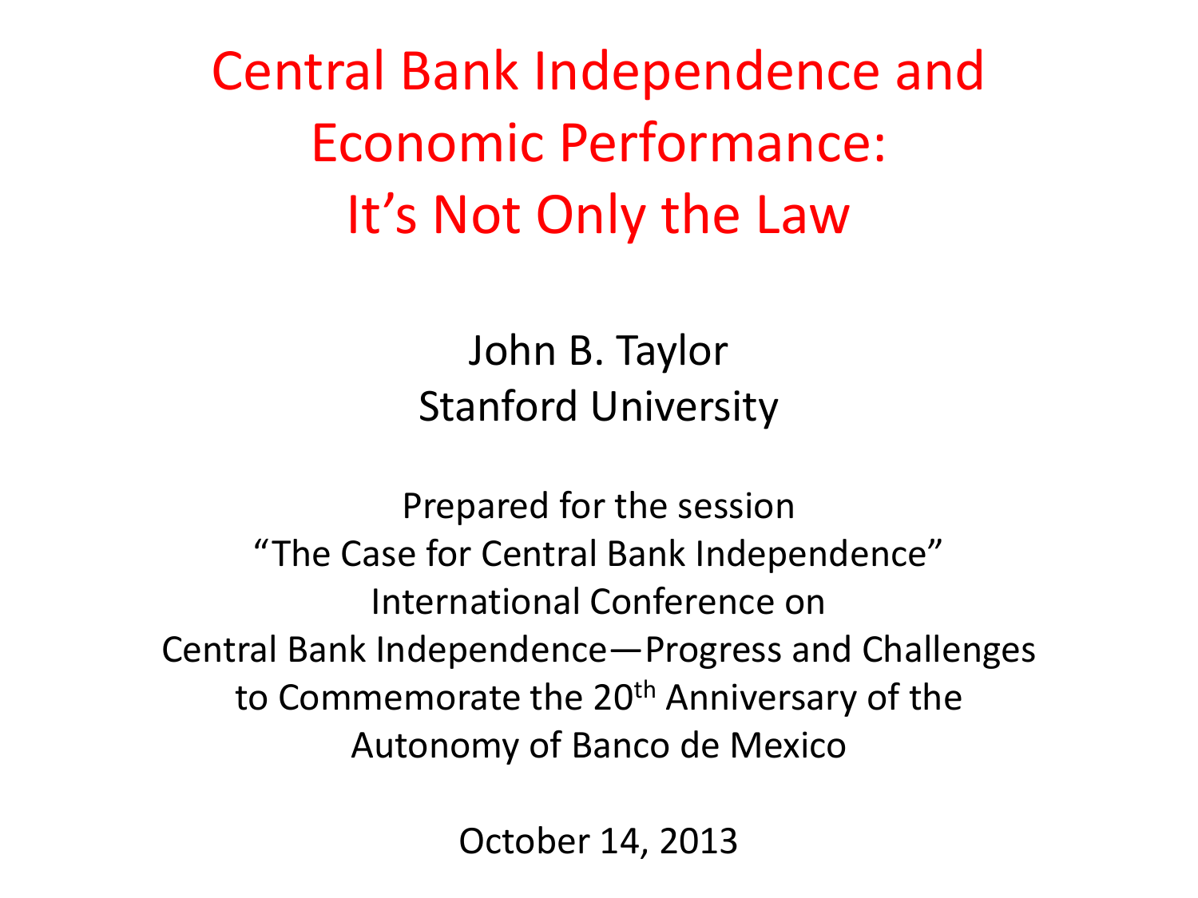# Central Bank Independence and Economic Performance: It's Not Only the Law

John B. Taylor
Stanford University

Prepared for the session
"The Case for Central Bank Independence"
International Conference on
Central Bank Independence—Progress and Challenges
to Commemorate the 20th Anniversary of the
Autonomy of Banco de Mexico

October 14, 2013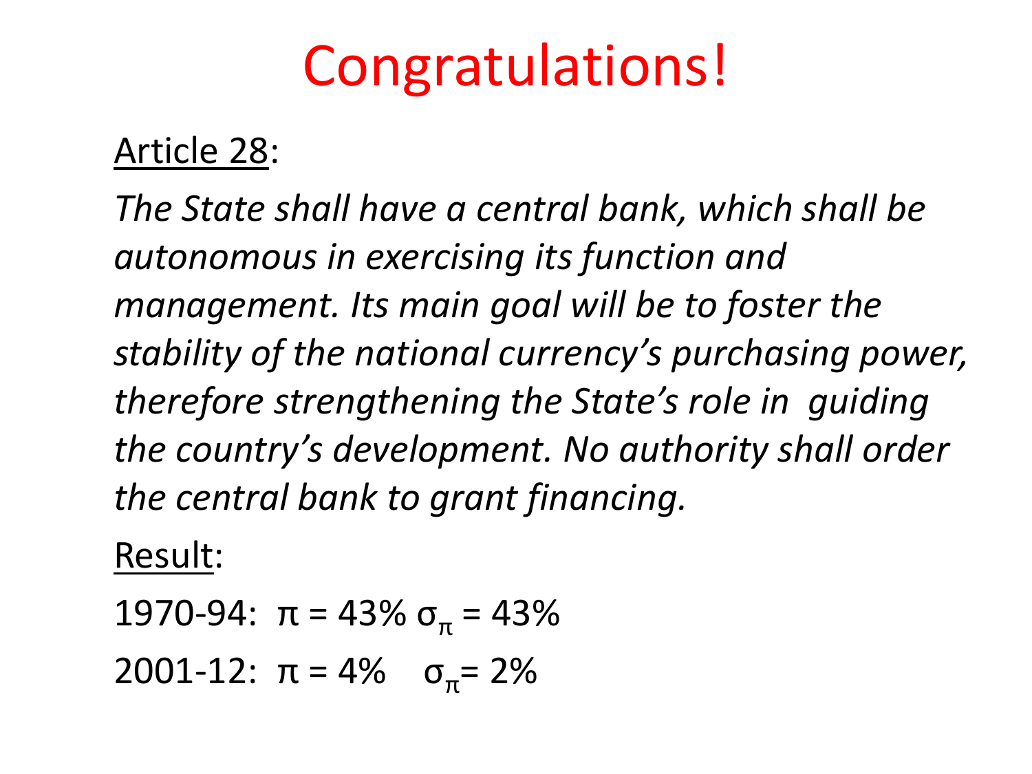# Congratulations!

Article 28:

*The State shall have a central bank, which shall be autonomous in exercising its function and management. Its main goal will be to foster the stability of the national currency's purchasing power, therefore strengthening the State's role in guiding the country's development. No authority shall order the central bank to grant financing.*

Result:

1970-94: $\pi = 43\%$ $\sigma_\pi = 43\%$

2001-12: $\pi = 4\%$ $\sigma_\pi = 2\%$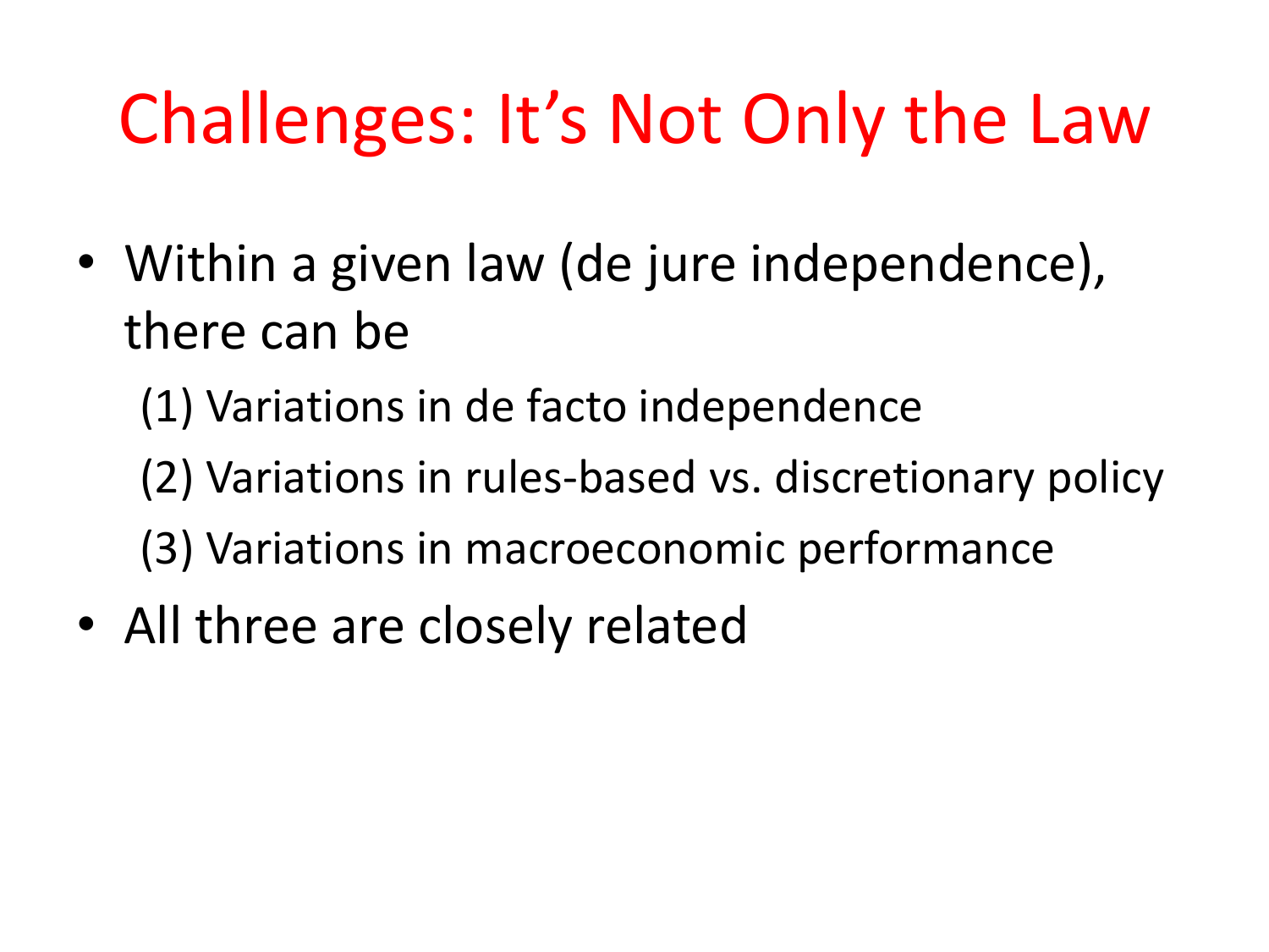# Challenges: It's Not Only the Law

- Within a given law (de jure independence), there can be
  - (1) Variations in de facto independence
  - (2) Variations in rules-based vs. discretionary policy
  - (3) Variations in macroeconomic performance
- All three are closely related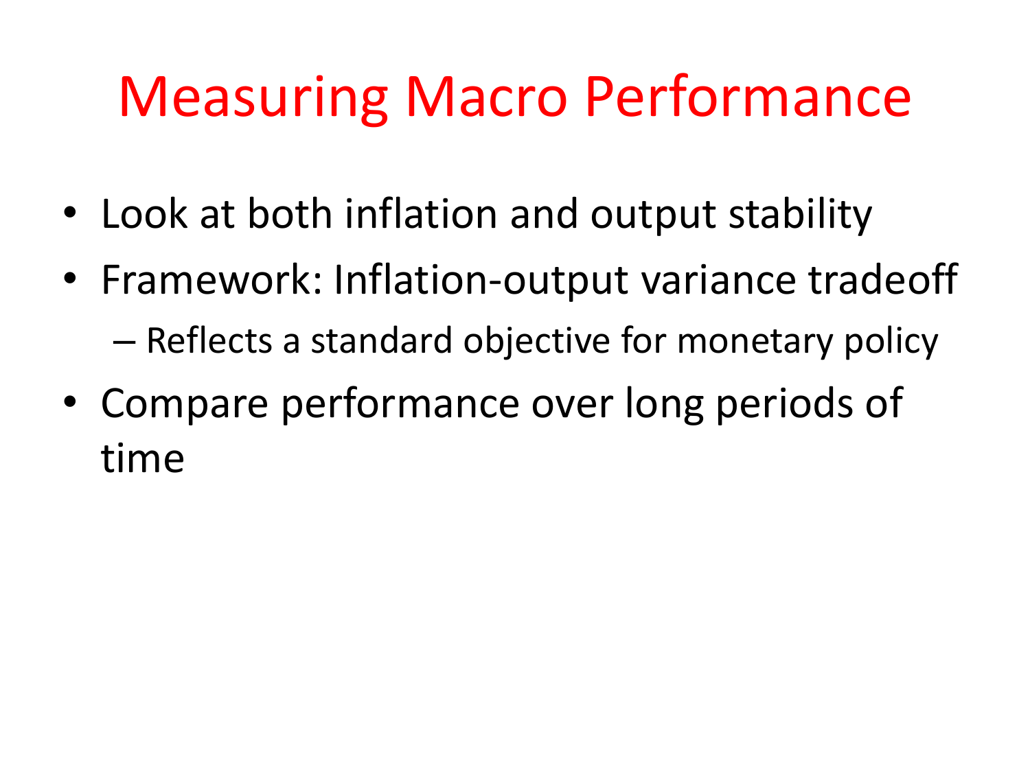# Measuring Macro Performance

- Look at both inflation and output stability
- Framework: Inflation-output variance tradeoff
  - Reflects a standard objective for monetary policy
- Compare performance over long periods of time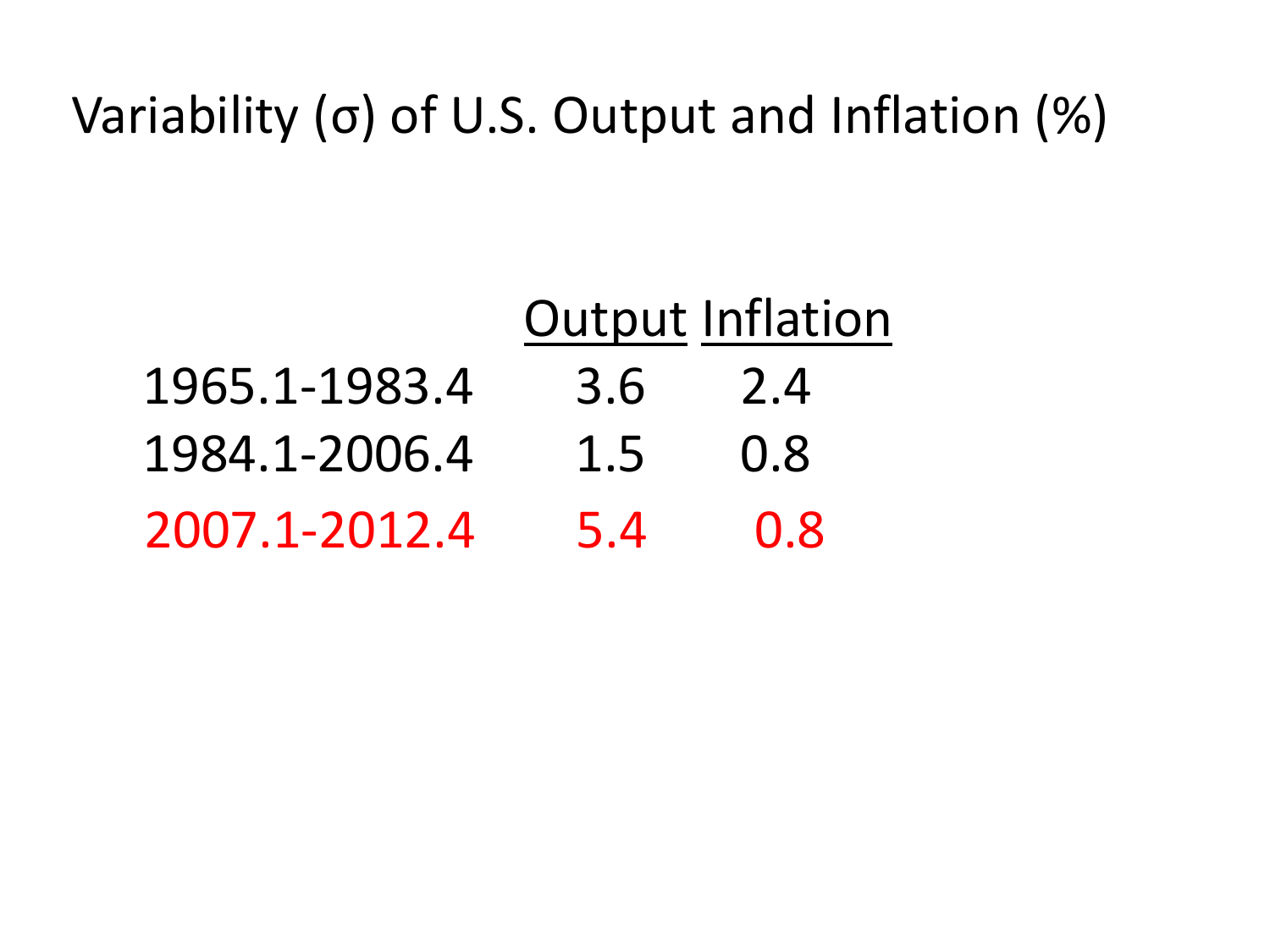# Variability (σ) of U.S. Output and Inflation (%)

| | Output | Inflation |
|---|---|---|
| 1965.1-1983.4 | 3.6 | 2.4 |
| 1984.1-2006.4 | 1.5 | 0.8 |
| 2007.1-2012.4 | 5.4 | 0.8 |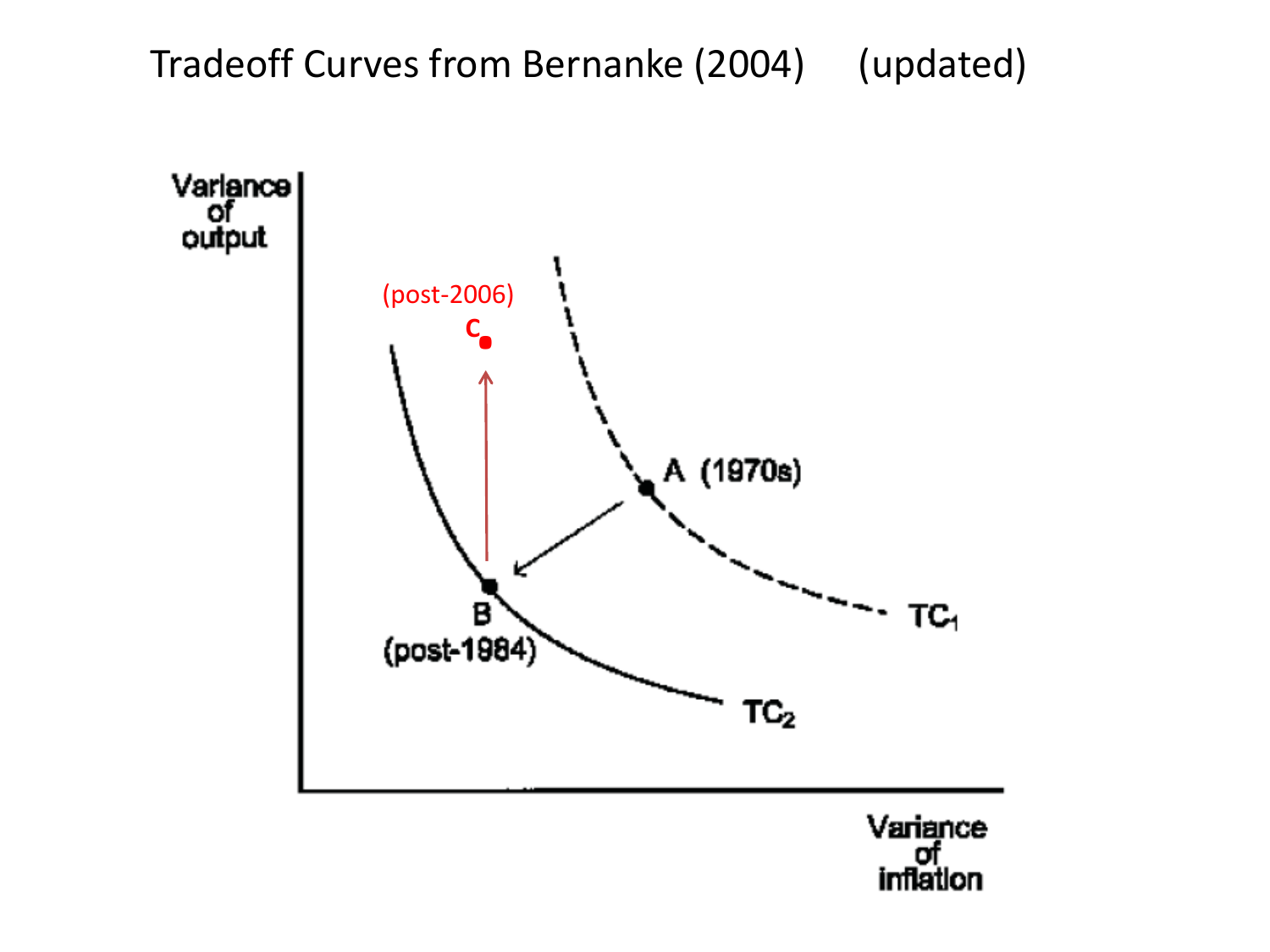# Tradeoff Curves from Bernanke (2004) (updated)

Variance of output

(post-2006)

C

A (1970s)

B (post-1984)

$TC_1$

$TC_2$

Variance of inflation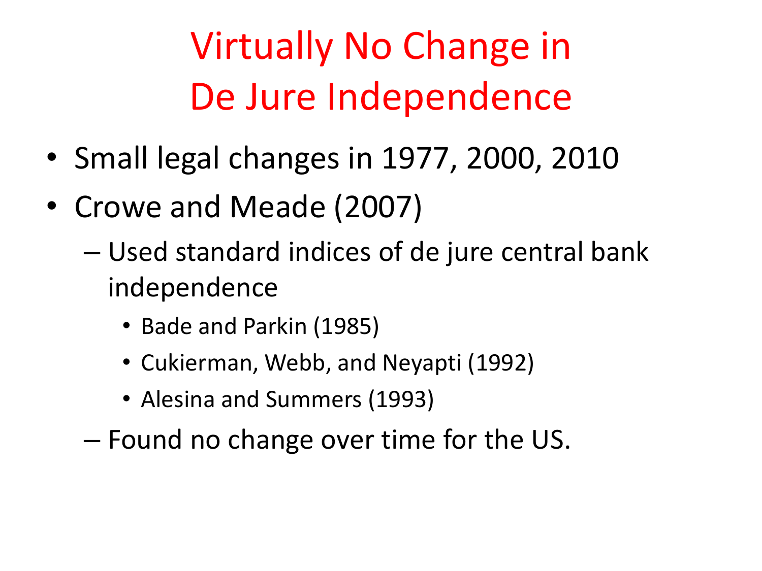# Virtually No Change in De Jure Independence

- Small legal changes in 1977, 2000, 2010
- Crowe and Meade (2007)
  - Used standard indices of de jure central bank independence
    - Bade and Parkin (1985)
    - Cukierman, Webb, and Neyapti (1992)
    - Alesina and Summers (1993)
  - Found no change over time for the US.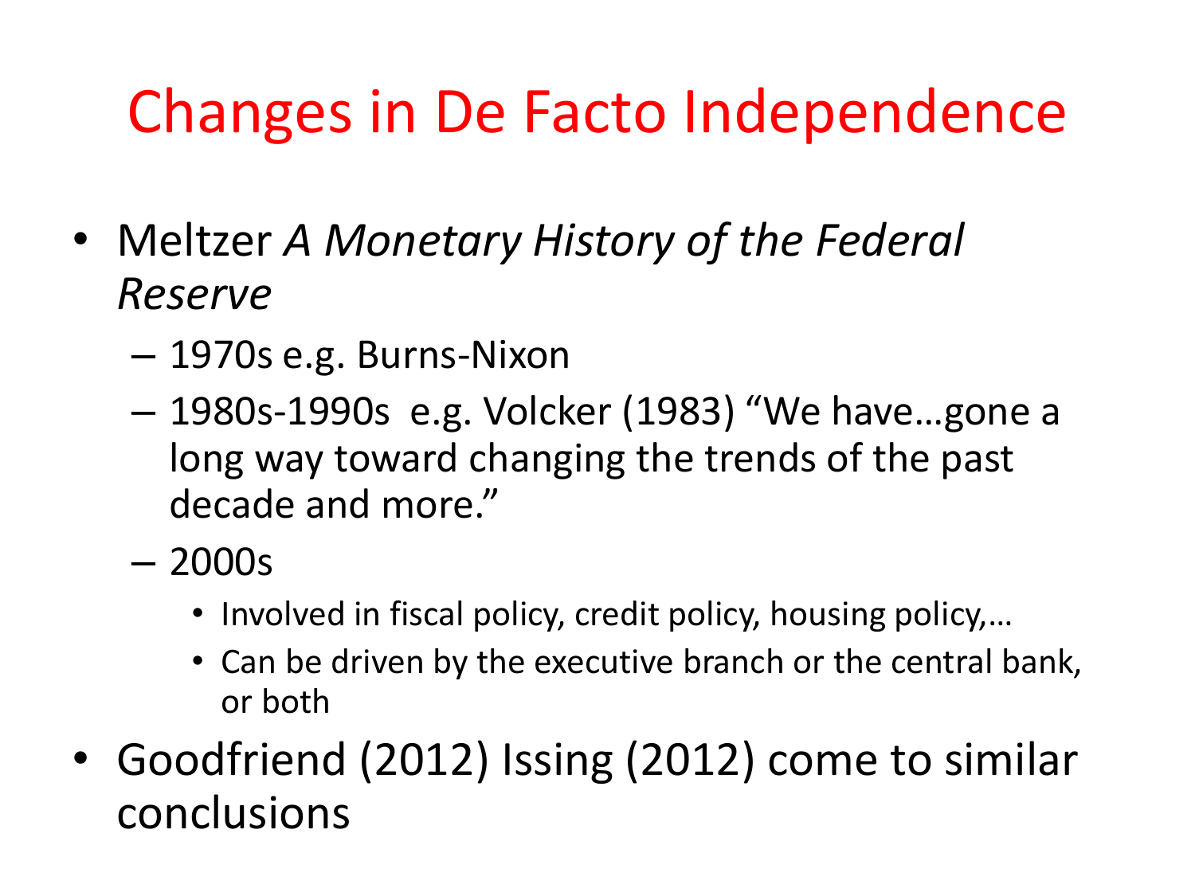# Changes in De Facto Independence

- Meltzer *A Monetary History of the Federal Reserve*
  - 1970s e.g. Burns-Nixon
  - 1980s-1990s e.g. Volcker (1983) "We have…gone a long way toward changing the trends of the past decade and more."
  - 2000s
    - Involved in fiscal policy, credit policy, housing policy,…
    - Can be driven by the executive branch or the central bank, or both
- Goodfriend (2012) Issing (2012) come to similar conclusions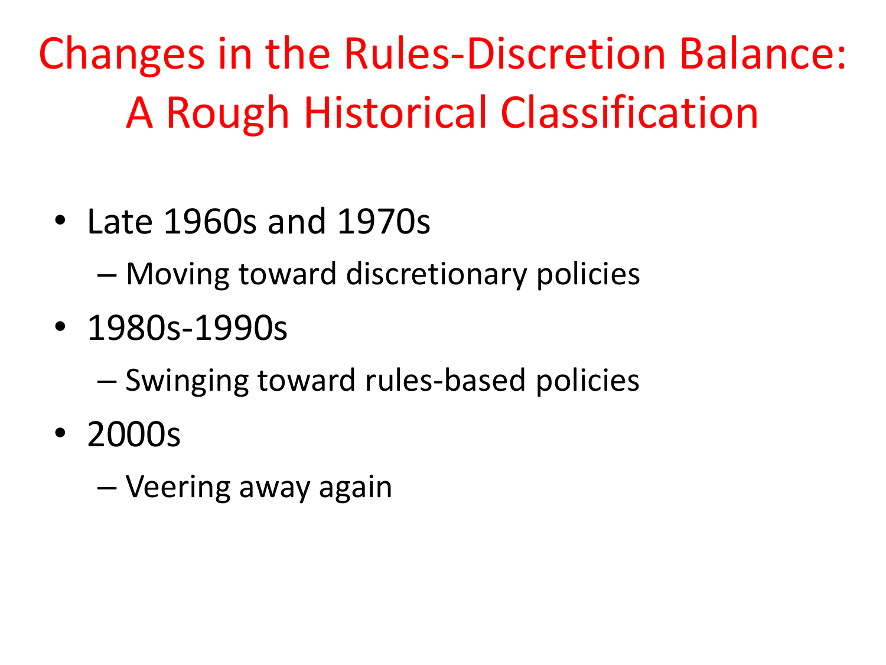# Changes in the Rules-Discretion Balance: A Rough Historical Classification

- Late 1960s and 1970s
  - Moving toward discretionary policies
- 1980s-1990s
  - Swinging toward rules-based policies
- 2000s
  - Veering away again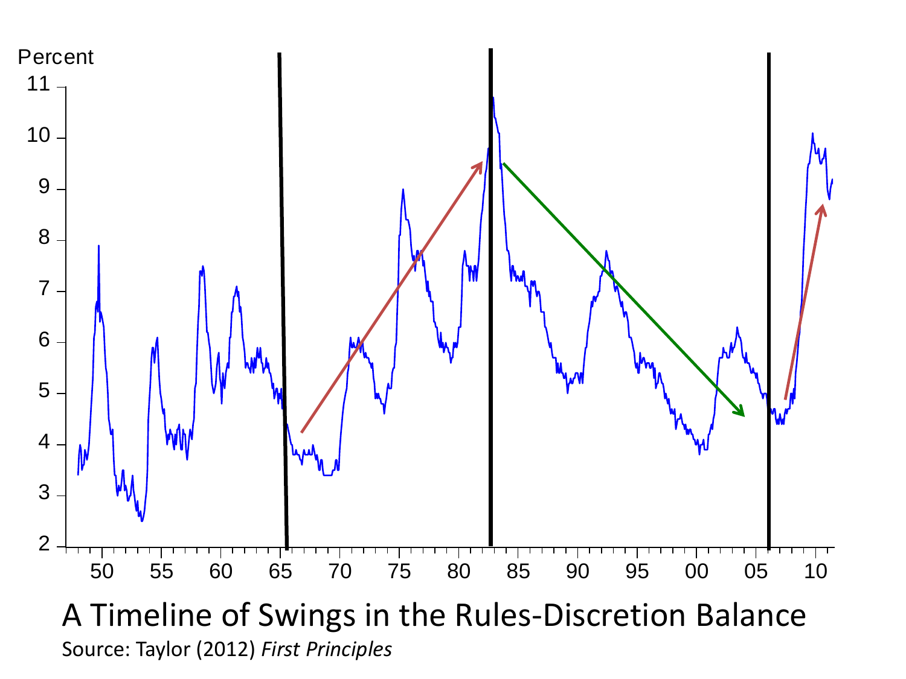# A Timeline of Swings in the Rules-Discretion Balance

Source: Taylor (2012) *First Principles*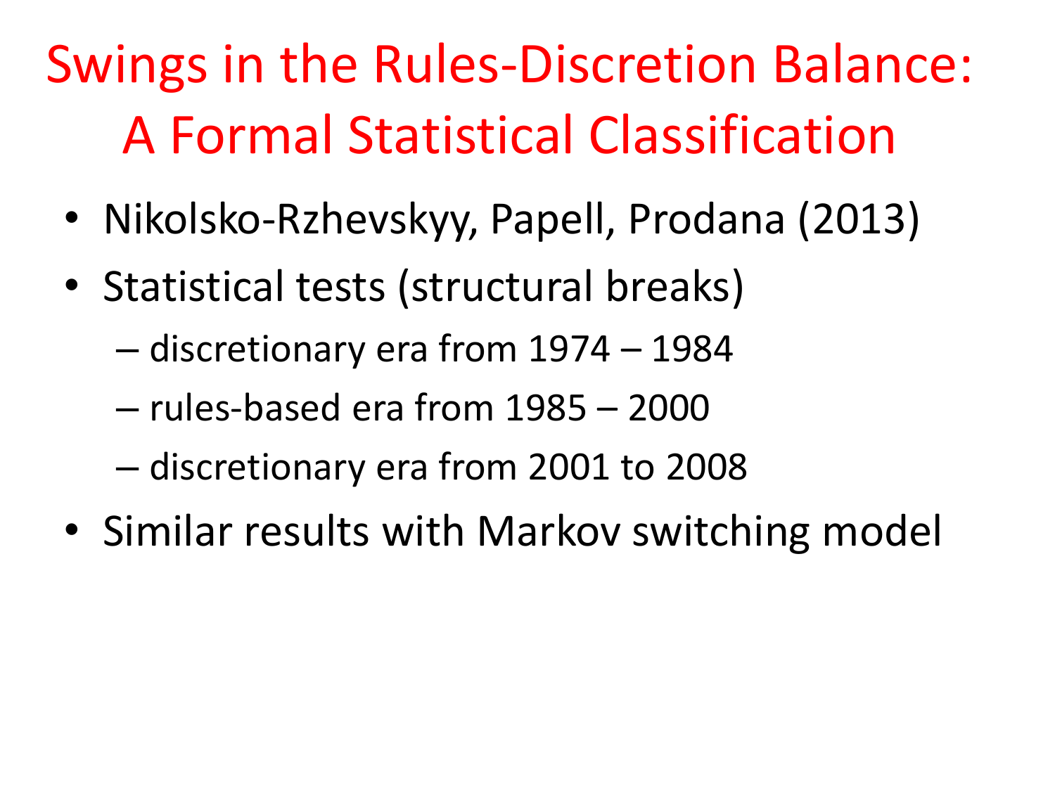# Swings in the Rules-Discretion Balance: A Formal Statistical Classification

- Nikolsko-Rzhevskyy, Papell, Prodana (2013)
- Statistical tests (structural breaks)
  - discretionary era from 1974 – 1984
  - rules-based era from 1985 – 2000
  - discretionary era from 2001 to 2008
- Similar results with Markov switching model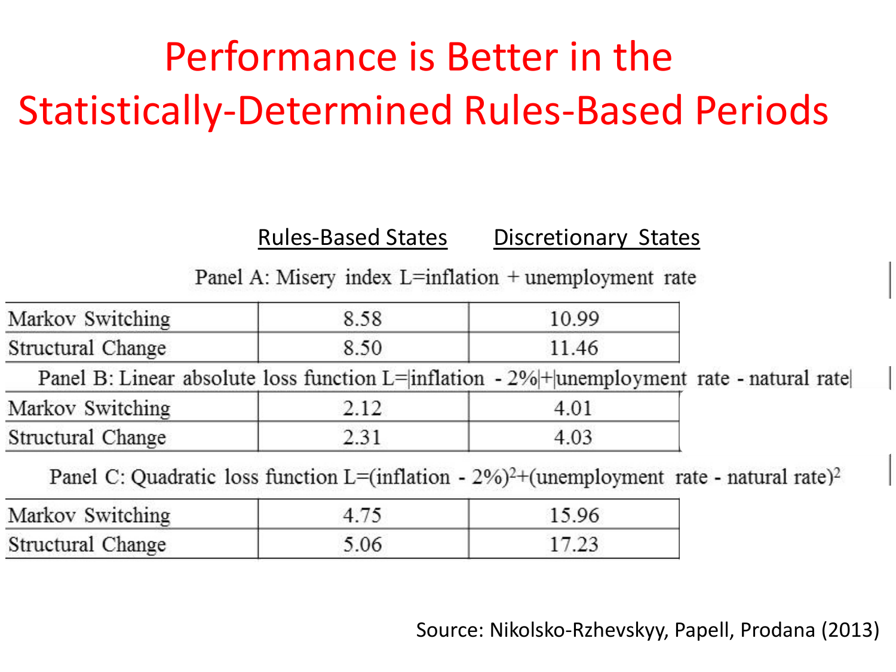# Performance is Better in the Statistically-Determined Rules-Based Periods

| | Rules-Based States | Discretionary States |
|---|---|---|
| **Panel A: Misery index L=inflation + unemployment rate** | | |
| Markov Switching | 8.58 | 10.99 |
| Structural Change | 8.50 | 11.46 |
| **Panel B: Linear absolute loss function L=\|inflation - 2%\|+\|unemployment rate - natural rate\|** | | |
| Markov Switching | 2.12 | 4.01 |
| Structural Change | 2.31 | 4.03 |
| **Panel C: Quadratic loss function L=(inflation - 2%)$^2$+(unemployment rate - natural rate)$^2$** | | |
| Markov Switching | 4.75 | 15.96 |
| Structural Change | 5.06 | 17.23 |

Source: Nikolsko-Rzhevskyy, Papell, Prodana (2013)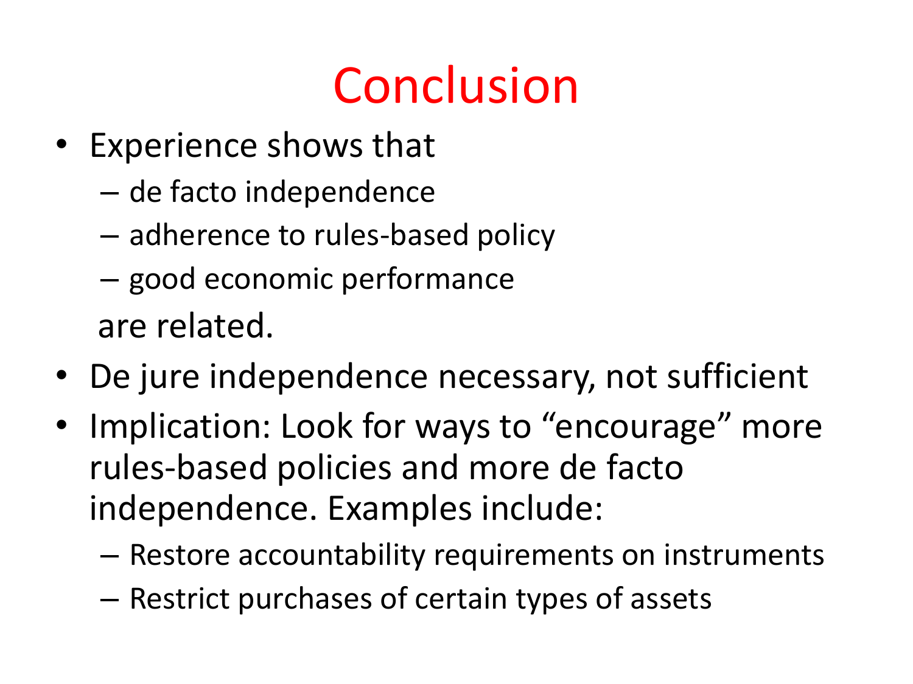# Conclusion

- Experience shows that
  - de facto independence
  - adherence to rules-based policy
  - good economic performance

  are related.
- De jure independence necessary, not sufficient
- Implication: Look for ways to "encourage" more rules-based policies and more de facto independence. Examples include:
  - Restore accountability requirements on instruments
  - Restrict purchases of certain types of assets